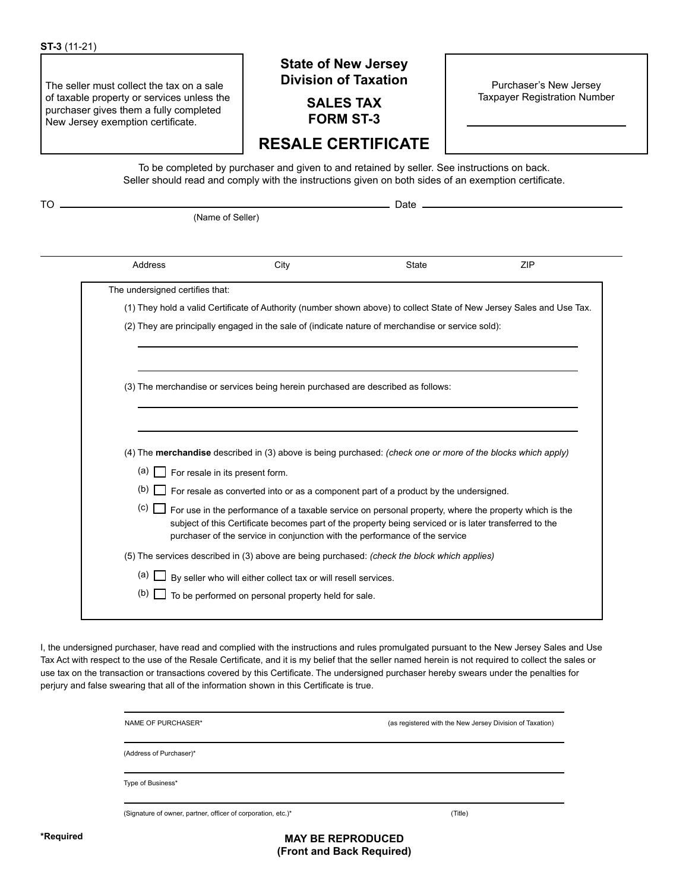ST-3 (11-21)

The seller must collect the tax on a sale of taxable property or services unless the purchaser gives them a fully completed New Jersey exemption certificate.

# State of New Jersey
# Division of Taxation

## SALES TAX
## FORM ST-3

# RESALE CERTIFICATE

Purchaser's New Jersey Taxpayer Registration Number

______________________________

To be completed by purchaser and given to and retained by seller. See instructions on back.
Seller should read and comply with the instructions given on both sides of an exemption certificate.

TO ______________________________ Date ______________________________
(Name of Seller)

______________________________
Address City State ZIP

The undersigned certifies that:

(1) They hold a valid Certificate of Authority (number shown above) to collect State of New Jersey Sales and Use Tax.

(2) They are principally engaged in the sale of (indicate nature of merchandise or service sold):

______________________________

______________________________

(3) The merchandise or services being herein purchased are described as follows:

______________________________

______________________________

(4) The **merchandise** described in (3) above is being purchased: *(check one or more of the blocks which apply)*

- (a) ☐ For resale in its present form.
- (b) ☐ For resale as converted into or as a component part of a product by the undersigned.
- (c) ☐ For use in the performance of a taxable service on personal property, where the property which is the subject of this Certificate becomes part of the property being serviced or is later transferred to the purchaser of the service in conjunction with the performance of the service

(5) The services described in (3) above are being purchased: *(check the block which applies)*

- (a) ☐ By seller who will either collect tax or will resell services.
- (b) ☐ To be performed on personal property held for sale.

I, the undersigned purchaser, have read and complied with the instructions and rules promulgated pursuant to the New Jersey Sales and Use Tax Act with respect to the use of the Resale Certificate, and it is my belief that the seller named herein is not required to collect the sales or use tax on the transaction or transactions covered by this Certificate. The undersigned purchaser hereby swears under the penalties for perjury and false swearing that all of the information shown in this Certificate is true.

______________________________
NAME OF PURCHASER* (as registered with the New Jersey Division of Taxation)

______________________________
(Address of Purchaser)*

______________________________
Type of Business*

______________________________
(Signature of owner, partner, officer of corporation, etc.)* (Title)

*Required

**MAY BE REPRODUCED**
**(Front and Back Required)**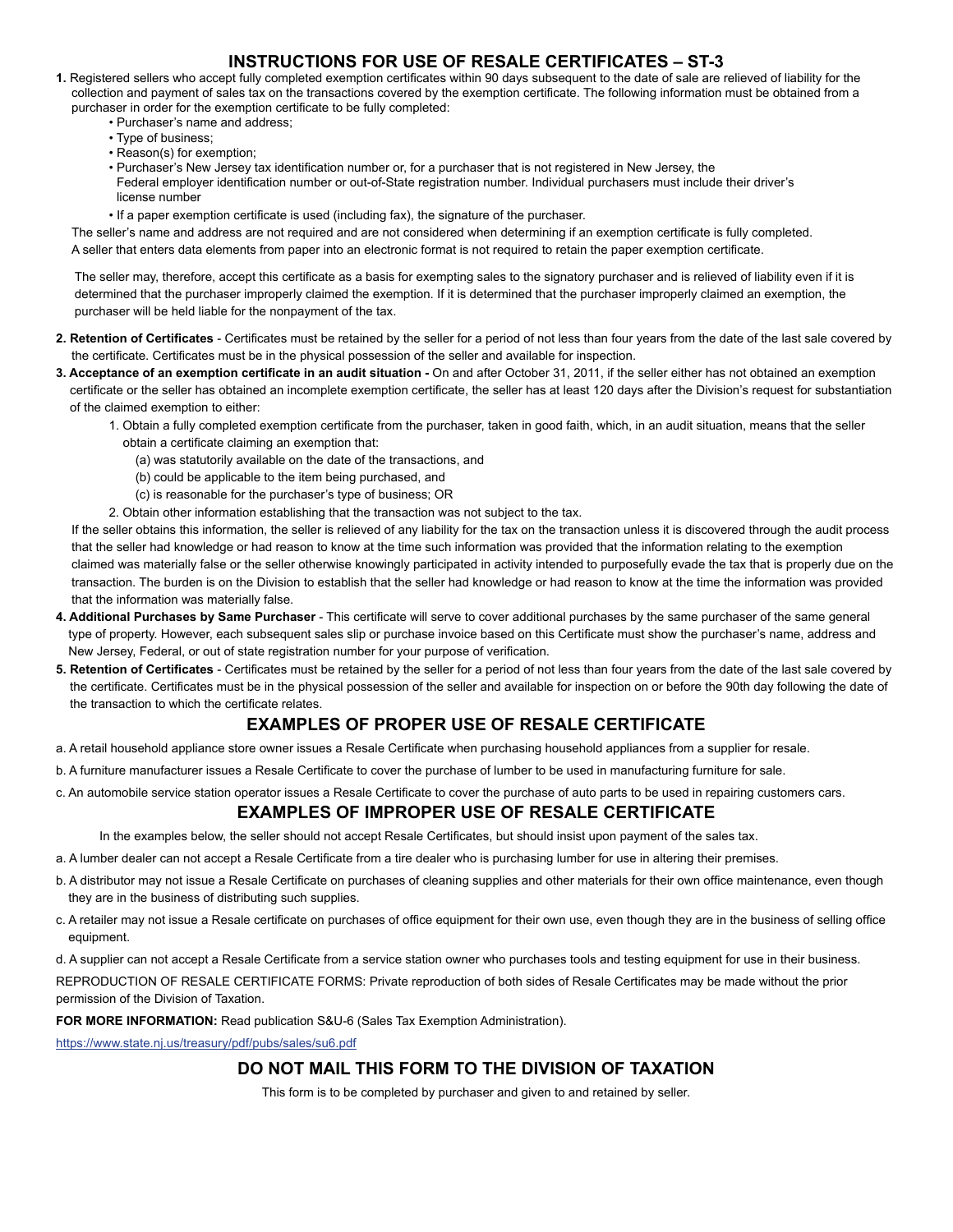## INSTRUCTIONS FOR USE OF RESALE CERTIFICATES – ST-3

**1.** Registered sellers who accept fully completed exemption certificates within 90 days subsequent to the date of sale are relieved of liability for the collection and payment of sales tax on the transactions covered by the exemption certificate. The following information must be obtained from a purchaser in order for the exemption certificate to be fully completed:

- Purchaser's name and address;
- Type of business;
- Reason(s) for exemption;
- Purchaser's New Jersey tax identification number or, for a purchaser that is not registered in New Jersey, the Federal employer identification number or out-of-State registration number. Individual purchasers must include their driver's license number
- If a paper exemption certificate is used (including fax), the signature of the purchaser.

The seller's name and address are not required and are not considered when determining if an exemption certificate is fully completed.
A seller that enters data elements from paper into an electronic format is not required to retain the paper exemption certificate.

The seller may, therefore, accept this certificate as a basis for exempting sales to the signatory purchaser and is relieved of liability even if it is determined that the purchaser improperly claimed the exemption. If it is determined that the purchaser improperly claimed an exemption, the purchaser will be held liable for the nonpayment of the tax.

**2. Retention of Certificates** - Certificates must be retained by the seller for a period of not less than four years from the date of the last sale covered by the certificate. Certificates must be in the physical possession of the seller and available for inspection.

**3. Acceptance of an exemption certificate in an audit situation -** On and after October 31, 2011, if the seller either has not obtained an exemption certificate or the seller has obtained an incomplete exemption certificate, the seller has at least 120 days after the Division's request for substantiation of the claimed exemption to either:

1. Obtain a fully completed exemption certificate from the purchaser, taken in good faith, which, in an audit situation, means that the seller obtain a certificate claiming an exemption that:
   (a) was statutorily available on the date of the transactions, and
   (b) could be applicable to the item being purchased, and
   (c) is reasonable for the purchaser's type of business; OR
2. Obtain other information establishing that the transaction was not subject to the tax.

If the seller obtains this information, the seller is relieved of any liability for the tax on the transaction unless it is discovered through the audit process that the seller had knowledge or had reason to know at the time such information was provided that the information relating to the exemption claimed was materially false or the seller otherwise knowingly participated in activity intended to purposefully evade the tax that is properly due on the transaction. The burden is on the Division to establish that the seller had knowledge or had reason to know at the time the information was provided that the information was materially false.

**4. Additional Purchases by Same Purchaser** - This certificate will serve to cover additional purchases by the same purchaser of the same general type of property. However, each subsequent sales slip or purchase invoice based on this Certificate must show the purchaser's name, address and New Jersey, Federal, or out of state registration number for your purpose of verification.

**5. Retention of Certificates** - Certificates must be retained by the seller for a period of not less than four years from the date of the last sale covered by the certificate. Certificates must be in the physical possession of the seller and available for inspection on or before the 90th day following the date of the transaction to which the certificate relates.

## EXAMPLES OF PROPER USE OF RESALE CERTIFICATE

a. A retail household appliance store owner issues a Resale Certificate when purchasing household appliances from a supplier for resale.

b. A furniture manufacturer issues a Resale Certificate to cover the purchase of lumber to be used in manufacturing furniture for sale.

c. An automobile service station operator issues a Resale Certificate to cover the purchase of auto parts to be used in repairing customers cars.

## EXAMPLES OF IMPROPER USE OF RESALE CERTIFICATE

In the examples below, the seller should not accept Resale Certificates, but should insist upon payment of the sales tax.

a. A lumber dealer can not accept a Resale Certificate from a tire dealer who is purchasing lumber for use in altering their premises.

b. A distributor may not issue a Resale Certificate on purchases of cleaning supplies and other materials for their own office maintenance, even though they are in the business of distributing such supplies.

c. A retailer may not issue a Resale certificate on purchases of office equipment for their own use, even though they are in the business of selling office equipment.

d. A supplier can not accept a Resale Certificate from a service station owner who purchases tools and testing equipment for use in their business.

REPRODUCTION OF RESALE CERTIFICATE FORMS: Private reproduction of both sides of Resale Certificates may be made without the prior permission of the Division of Taxation.

**FOR MORE INFORMATION:** Read publication S&U-6 (Sales Tax Exemption Administration).

https://www.state.nj.us/treasury/pdf/pubs/sales/su6.pdf

## DO NOT MAIL THIS FORM TO THE DIVISION OF TAXATION

This form is to be completed by purchaser and given to and retained by seller.